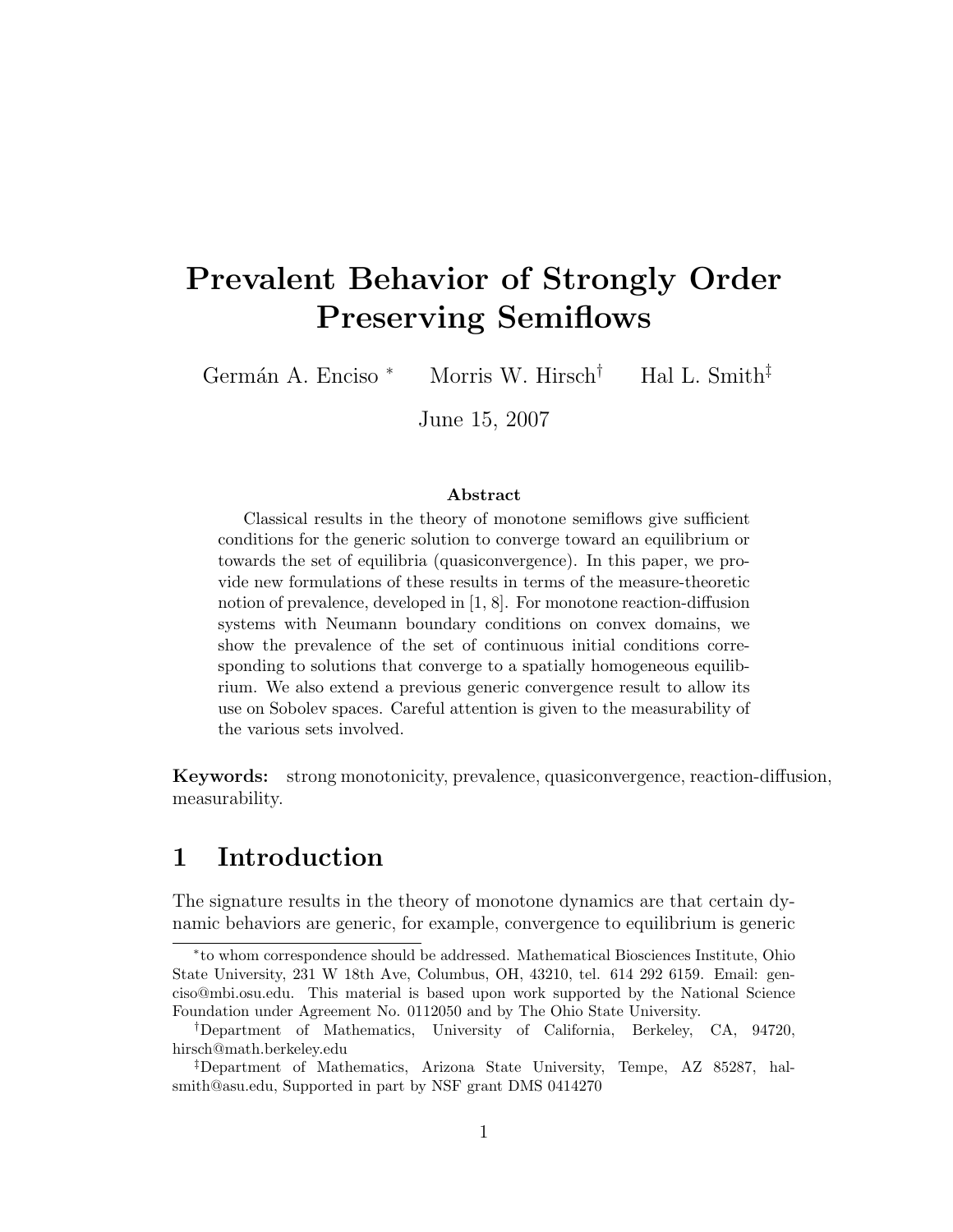# Prevalent Behavior of Strongly Order Preserving Semiflows

Germán A. Enciso [*] Morris W. Hirsch [†] Hal L. Smith [‡]

June 15, 2007

### Abstract

Classical results in the theory of monotone semiflows give sufficient conditions for the generic solution to converge toward an equilibrium or towards the set of equilibria (quasiconvergence). In this paper, we provide new formulations of these results in terms of the measure-theoretic notion of prevalence, developed in [1, 8]. For monotone reaction-diffusion systems with Neumann boundary conditions on convex domains, we show the prevalence of the set of continuous initial conditions corresponding to solutions that converge to a spatially homogeneous equilibrium. We also extend a previous generic convergence result to allow its use on Sobolev spaces. Careful attention is given to the measurability of the various sets involved.

**Keywords:** strong monotonicity, prevalence, quasiconvergence, reaction-diffusion, measurability.

## 1 Introduction

The signature results in the theory of monotone dynamics are that certain dynamic behaviors are generic, for example, convergence to equilibrium is generic

---

[*] to whom correspondence should be addressed. Mathematical Biosciences Institute, Ohio State University, 231 W 18th Ave, Columbus, OH, 43210, tel. 614 292 6159. Email: genciso@mbi.osu.edu. This material is based upon work supported by the National Science Foundation under Agreement No. 0112050 and by The Ohio State University.

[†] Department of Mathematics, University of California, Berkeley, CA, 94720, hirsch@math.berkeley.edu

[‡] Department of Mathematics, Arizona State University, Tempe, AZ 85287, halsmith@asu.edu, Supported in part by NSF grant DMS 0414270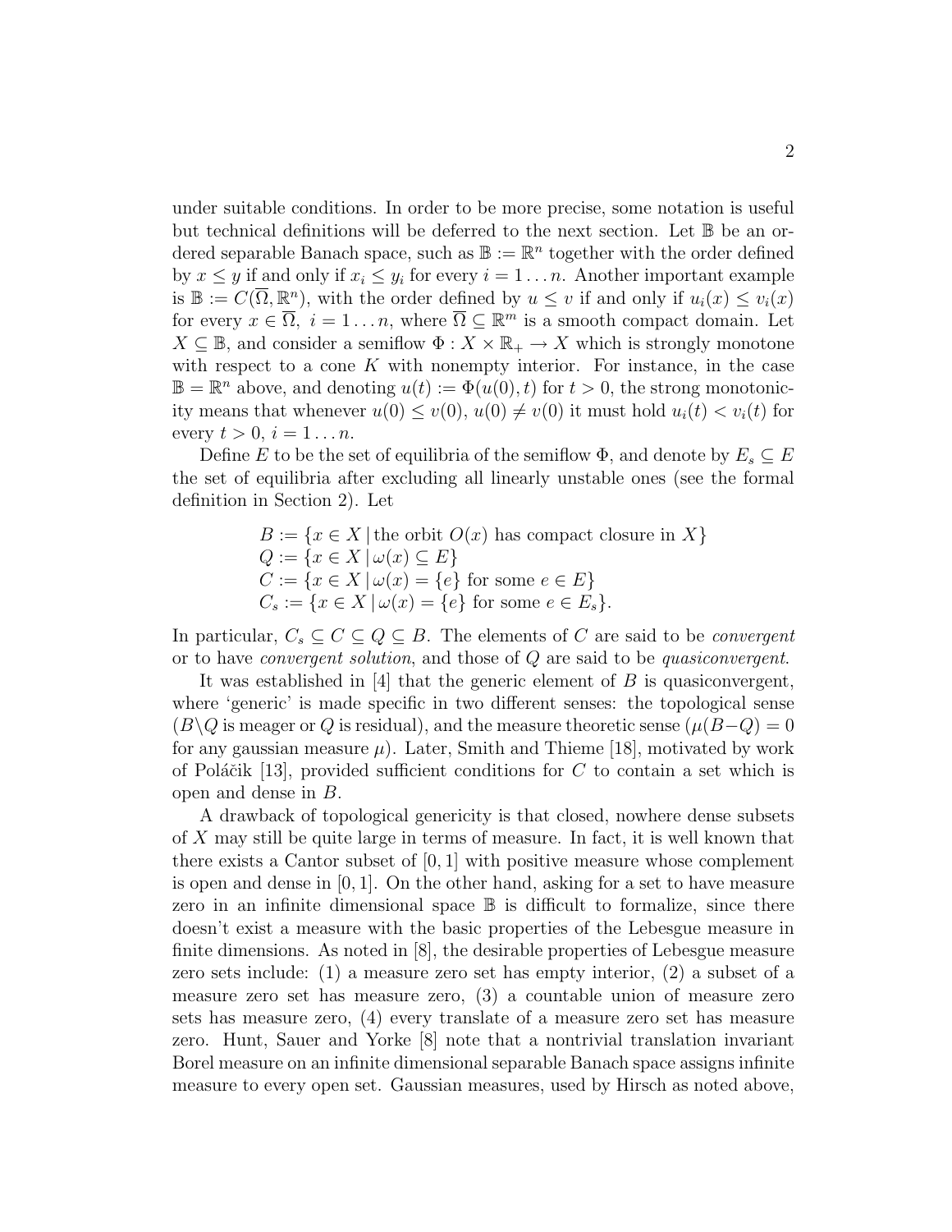under suitable conditions. In order to be more precise, some notation is useful but technical definitions will be deferred to the next section. Let $\mathbb{B}$ be an ordered separable Banach space, such as $\mathbb{B} := \mathbb{R}^n$ together with the order defined by $x \leq y$ if and only if $x_i \leq y_i$ for every $i = 1 \ldots n$. Another important example is $\mathbb{B} := C(\overline{\Omega}, \mathbb{R}^n)$, with the order defined by $u \leq v$ if and only if $u_i(x) \leq v_i(x)$ for every $x \in \overline{\Omega},\ i = 1 \ldots n$, where $\overline{\Omega} \subseteq \mathbb{R}^m$ is a smooth compact domain. Let $X \subseteq \mathbb{B}$, and consider a semiflow $\Phi : X \times \mathbb{R}_+ \to X$ which is strongly monotone with respect to a cone $K$ with nonempty interior. For instance, in the case $\mathbb{B} = \mathbb{R}^n$ above, and denoting $u(t) := \Phi(u(0), t)$ for $t > 0$, the strong monotonicity means that whenever $u(0) \leq v(0)$, $u(0) \neq v(0)$ it must hold $u_i(t) < v_i(t)$ for every $t > 0$, $i = 1 \ldots n$.

Define $E$ to be the set of equilibria of the semiflow $\Phi$, and denote by $E_s \subseteq E$ the set of equilibria after excluding all linearly unstable ones (see the formal definition in Section 2). Let

$$
\begin{aligned}
B &:= \{x \in X \,|\, \text{the orbit } O(x) \text{ has compact closure in } X\} \\
Q &:= \{x \in X \,|\, \omega(x) \subseteq E\} \\
C &:= \{x \in X \,|\, \omega(x) = \{e\} \text{ for some } e \in E\} \\
C_s &:= \{x \in X \,|\, \omega(x) = \{e\} \text{ for some } e \in E_s\}.
\end{aligned}
$$

In particular, $C_s \subseteq C \subseteq Q \subseteq B$. The elements of $C$ are said to be *convergent* or to have *convergent solution*, and those of $Q$ are said to be *quasiconvergent*.

It was established in [4] that the generic element of $B$ is quasiconvergent, where 'generic' is made specific in two different senses: the topological sense ($B \backslash Q$ is meager or $Q$ is residual), and the measure theoretic sense ($\mu(B - Q) = 0$ for any gaussian measure $\mu$). Later, Smith and Thieme [18], motivated by work of Poláčik [13], provided sufficient conditions for $C$ to contain a set which is open and dense in $B$.

A drawback of topological genericity is that closed, nowhere dense subsets of $X$ may still be quite large in terms of measure. In fact, it is well known that there exists a Cantor subset of $[0, 1]$ with positive measure whose complement is open and dense in $[0, 1]$. On the other hand, asking for a set to have measure zero in an infinite dimensional space $\mathbb{B}$ is difficult to formalize, since there doesn't exist a measure with the basic properties of the Lebesgue measure in finite dimensions. As noted in [8], the desirable properties of Lebesgue measure zero sets include: (1) a measure zero set has empty interior, (2) a subset of a measure zero set has measure zero, (3) a countable union of measure zero sets has measure zero, (4) every translate of a measure zero set has measure zero. Hunt, Sauer and Yorke [8] note that a nontrivial translation invariant Borel measure on an infinite dimensional separable Banach space assigns infinite measure to every open set. Gaussian measures, used by Hirsch as noted above,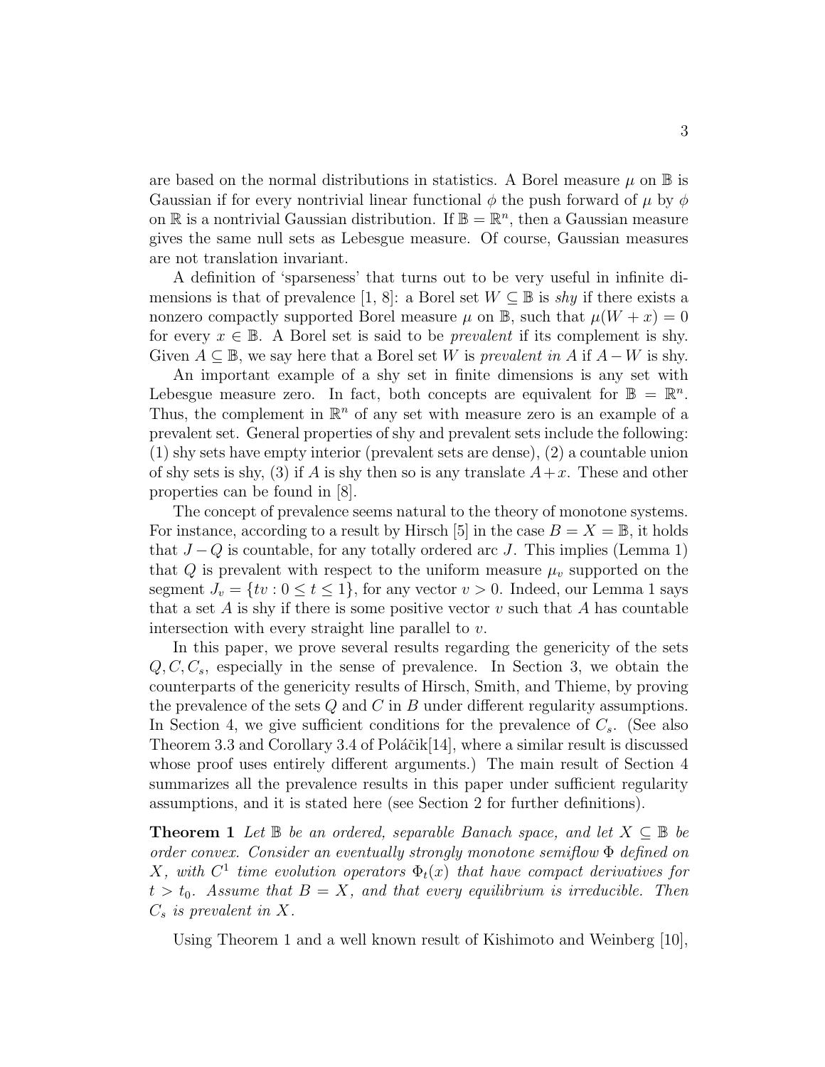are based on the normal distributions in statistics. A Borel measure $\mu$ on $\mathbb{B}$ is Gaussian if for every nontrivial linear functional $\phi$ the push forward of $\mu$ by $\phi$ on $\mathbb{R}$ is a nontrivial Gaussian distribution. If $\mathbb{B} = \mathbb{R}^n$, then a Gaussian measure gives the same null sets as Lebesgue measure. Of course, Gaussian measures are not translation invariant.

A definition of 'sparseness' that turns out to be very useful in infinite dimensions is that of prevalence [1, 8]: a Borel set $W \subseteq \mathbb{B}$ is *shy* if there exists a nonzero compactly supported Borel measure $\mu$ on $\mathbb{B}$, such that $\mu(W + x) = 0$ for every $x \in \mathbb{B}$. A Borel set is said to be *prevalent* if its complement is shy. Given $A \subseteq \mathbb{B}$, we say here that a Borel set $W$ is *prevalent in* $A$ if $A - W$ is shy.

An important example of a shy set in finite dimensions is any set with Lebesgue measure zero. In fact, both concepts are equivalent for $\mathbb{B} = \mathbb{R}^n$. Thus, the complement in $\mathbb{R}^n$ of any set with measure zero is an example of a prevalent set. General properties of shy and prevalent sets include the following: (1) shy sets have empty interior (prevalent sets are dense), (2) a countable union of shy sets is shy, (3) if $A$ is shy then so is any translate $A + x$. These and other properties can be found in [8].

The concept of prevalence seems natural to the theory of monotone systems. For instance, according to a result by Hirsch [5] in the case $B = X = \mathbb{B}$, it holds that $J - Q$ is countable, for any totally ordered arc $J$. This implies (Lemma 1) that $Q$ is prevalent with respect to the uniform measure $\mu_v$ supported on the segment $J_v = \{tv : 0 \leq t \leq 1\}$, for any vector $v > 0$. Indeed, our Lemma 1 says that a set $A$ is shy if there is some positive vector $v$ such that $A$ has countable intersection with every straight line parallel to $v$.

In this paper, we prove several results regarding the genericity of the sets $Q, C, C_s$, especially in the sense of prevalence. In Section 3, we obtain the counterparts of the genericity results of Hirsch, Smith, and Thieme, by proving the prevalence of the sets $Q$ and $C$ in $B$ under different regularity assumptions. In Section 4, we give sufficient conditions for the prevalence of $C_s$. (See also Theorem 3.3 and Corollary 3.4 of Poláčik[14], where a similar result is discussed whose proof uses entirely different arguments.) The main result of Section 4 summarizes all the prevalence results in this paper under sufficient regularity assumptions, and it is stated here (see Section 2 for further definitions).

**Theorem 1** *Let $\mathbb{B}$ be an ordered, separable Banach space, and let $X \subseteq \mathbb{B}$ be order convex. Consider an eventually strongly monotone semiflow $\Phi$ defined on $X$, with $C^1$ time evolution operators $\Phi_t(x)$ that have compact derivatives for $t > t_0$. Assume that $B = X$, and that every equilibrium is irreducible. Then $C_s$ is prevalent in $X$.*

Using Theorem 1 and a well known result of Kishimoto and Weinberg [10],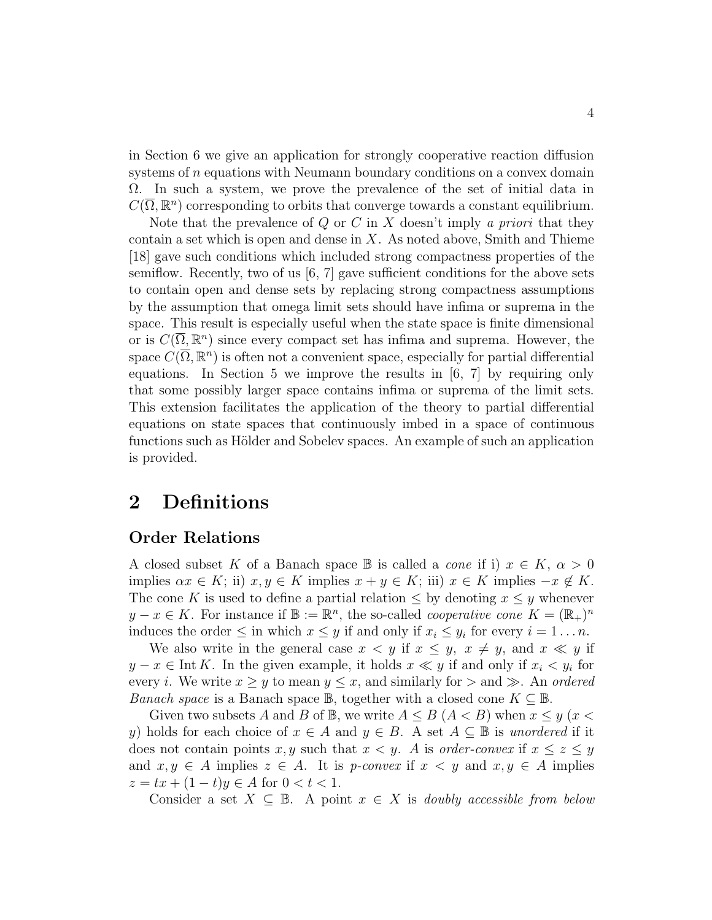in Section 6 we give an application for strongly cooperative reaction diffusion systems of $n$ equations with Neumann boundary conditions on a convex domain $\Omega$. In such a system, we prove the prevalence of the set of initial data in $C(\overline{\Omega}, \mathbb{R}^n)$ corresponding to orbits that converge towards a constant equilibrium.

Note that the prevalence of $Q$ or $C$ in $X$ doesn't imply *a priori* that they contain a set which is open and dense in $X$. As noted above, Smith and Thieme [18] gave such conditions which included strong compactness properties of the semiflow. Recently, two of us [6, 7] gave sufficient conditions for the above sets to contain open and dense sets by replacing strong compactness assumptions by the assumption that omega limit sets should have infima or suprema in the space. This result is especially useful when the state space is finite dimensional or is $C(\overline{\Omega}, \mathbb{R}^n)$ since every compact set has infima and suprema. However, the space $C(\overline{\Omega}, \mathbb{R}^n)$ is often not a convenient space, especially for partial differential equations. In Section 5 we improve the results in [6, 7] by requiring only that some possibly larger space contains infima or suprema of the limit sets. This extension facilitates the application of the theory to partial differential equations on state spaces that continuously imbed in a space of continuous functions such as Hölder and Sobelev spaces. An example of such an application is provided.

# 2 Definitions

### Order Relations

A closed subset $K$ of a Banach space $\mathbb{B}$ is called a *cone* if i) $x \in K$, $\alpha > 0$ implies $\alpha x \in K$; ii) $x, y \in K$ implies $x + y \in K$; iii) $x \in K$ implies $-x \notin K$. The cone $K$ is used to define a partial relation $\leq$ by denoting $x \leq y$ whenever $y - x \in K$. For instance if $\mathbb{B} := \mathbb{R}^n$, the so-called *cooperative cone* $K = (\mathbb{R}_+)^n$ induces the order $\leq$ in which $x \leq y$ if and only if $x_i \leq y_i$ for every $i = 1 \ldots n$.

We also write in the general case $x < y$ if $x \leq y$, $x \neq y$, and $x \ll y$ if $y - x \in \operatorname{Int} K$. In the given example, it holds $x \ll y$ if and only if $x_i < y_i$ for every $i$. We write $x \geq y$ to mean $y \leq x$, and similarly for $>$ and $\gg$. An *ordered Banach space* is a Banach space $\mathbb{B}$, together with a closed cone $K \subseteq \mathbb{B}$.

Given two subsets $A$ and $B$ of $\mathbb{B}$, we write $A \leq B$ ($A < B$) when $x \leq y$ ($x < y$) holds for each choice of $x \in A$ and $y \in B$. A set $A \subseteq \mathbb{B}$ is *unordered* if it does not contain points $x, y$ such that $x < y$. $A$ is *order-convex* if $x \leq z \leq y$ and $x, y \in A$ implies $z \in A$. It is *p-convex* if $x < y$ and $x, y \in A$ implies $z = tx + (1-t)y \in A$ for $0 < t < 1$.

Consider a set $X \subseteq \mathbb{B}$. A point $x \in X$ is *doubly accessible from below*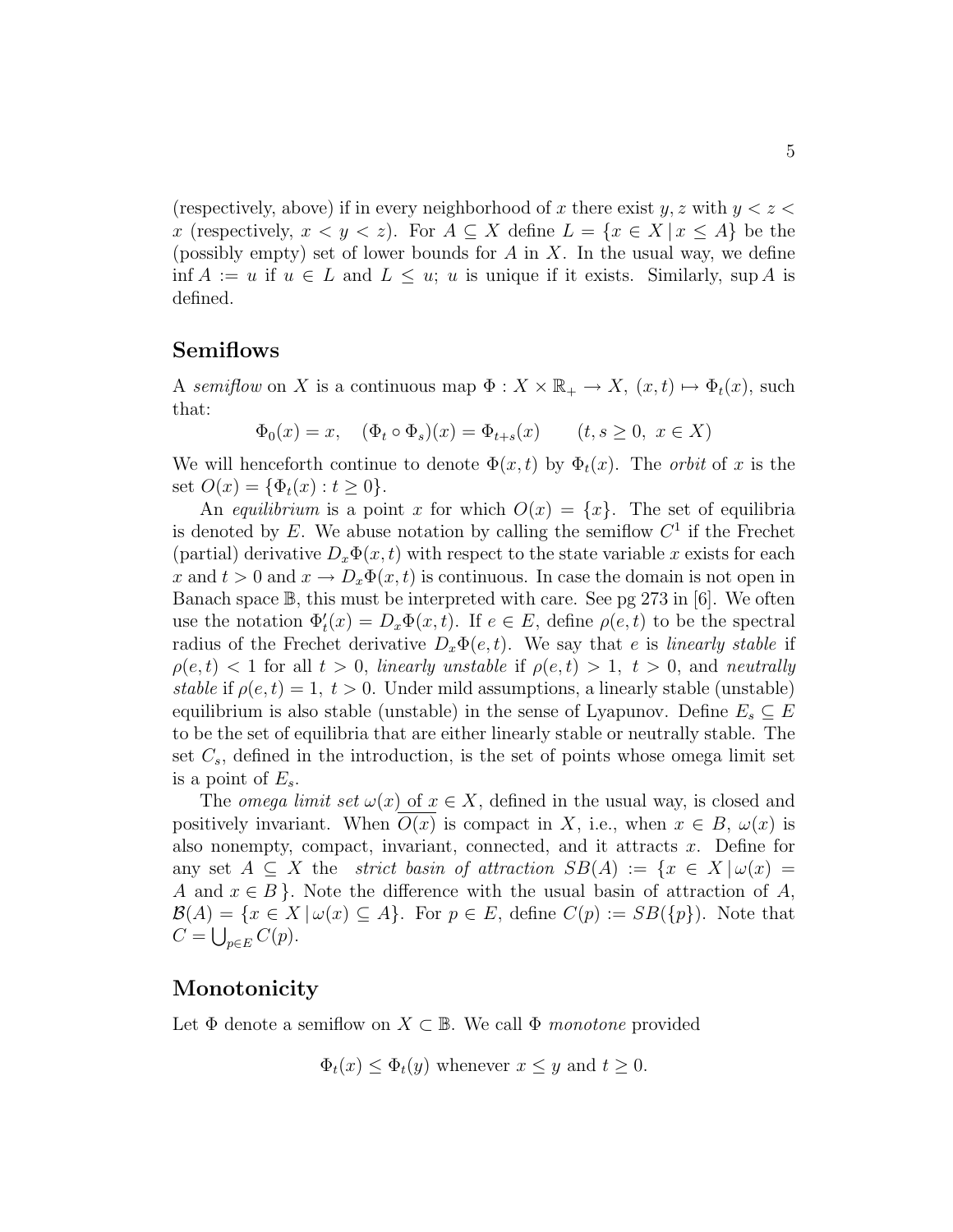(respectively, above) if in every neighborhood of $x$ there exist $y, z$ with $y < z < x$ (respectively, $x < y < z$). For $A \subseteq X$ define $L = \{x \in X \,|\, x \leq A\}$ be the (possibly empty) set of lower bounds for $A$ in $X$. In the usual way, we define $\inf A := u$ if $u \in L$ and $L \leq u$; $u$ is unique if it exists. Similarly, $\sup A$ is defined.

## Semiflows

A *semiflow* on $X$ is a continuous map $\Phi : X \times \mathbb{R}_+ \to X$, $(x,t) \mapsto \Phi_t(x)$, such that:

$$\Phi_0(x) = x, \quad (\Phi_t \circ \Phi_s)(x) = \Phi_{t+s}(x) \qquad (t, s \geq 0,\ x \in X)$$

We will henceforth continue to denote $\Phi(x,t)$ by $\Phi_t(x)$. The *orbit* of $x$ is the set $O(x) = \{\Phi_t(x) : t \geq 0\}$.

An *equilibrium* is a point $x$ for which $O(x) = \{x\}$. The set of equilibria is denoted by $E$. We abuse notation by calling the semiflow $C^1$ if the Frechet (partial) derivative $D_x\Phi(x,t)$ with respect to the state variable $x$ exists for each $x$ and $t > 0$ and $x \to D_x\Phi(x,t)$ is continuous. In case the domain is not open in Banach space $\mathbb{B}$, this must be interpreted with care. See pg 273 in [6]. We often use the notation $\Phi_t'(x) = D_x\Phi(x,t)$. If $e \in E$, define $\rho(e,t)$ to be the spectral radius of the Frechet derivative $D_x\Phi(e,t)$. We say that $e$ is *linearly stable* if $\rho(e,t) < 1$ for all $t > 0$, *linearly unstable* if $\rho(e,t) > 1,\ t > 0$, and *neutrally stable* if $\rho(e,t) = 1,\ t > 0$. Under mild assumptions, a linearly stable (unstable) equilibrium is also stable (unstable) in the sense of Lyapunov. Define $E_s \subseteq E$ to be the set of equilibria that are either linearly stable or neutrally stable. The set $C_s$, defined in the introduction, is the set of points whose omega limit set is a point of $E_s$.

The *omega limit set* $\omega(x)$ of $x \in X$, defined in the usual way, is closed and positively invariant. When $\overline{O(x)}$ is compact in $X$, i.e., when $x \in B$, $\omega(x)$ is also nonempty, compact, invariant, connected, and it attracts $x$. Define for any set $A \subseteq X$ the *strict basin of attraction* $SB(A) := \{x \in X \,|\, \omega(x) = A \text{ and } x \in B\}$. Note the difference with the usual basin of attraction of $A$, $\mathcal{B}(A) = \{x \in X \,|\, \omega(x) \subseteq A\}$. For $p \in E$, define $C(p) := SB(\{p\})$. Note that $C = \bigcup_{p \in E} C(p)$.

## Monotonicity

Let $\Phi$ denote a semiflow on $X \subset \mathbb{B}$. We call $\Phi$ *monotone* provided

$$\Phi_t(x) \leq \Phi_t(y) \text{ whenever } x \leq y \text{ and } t \geq 0.$$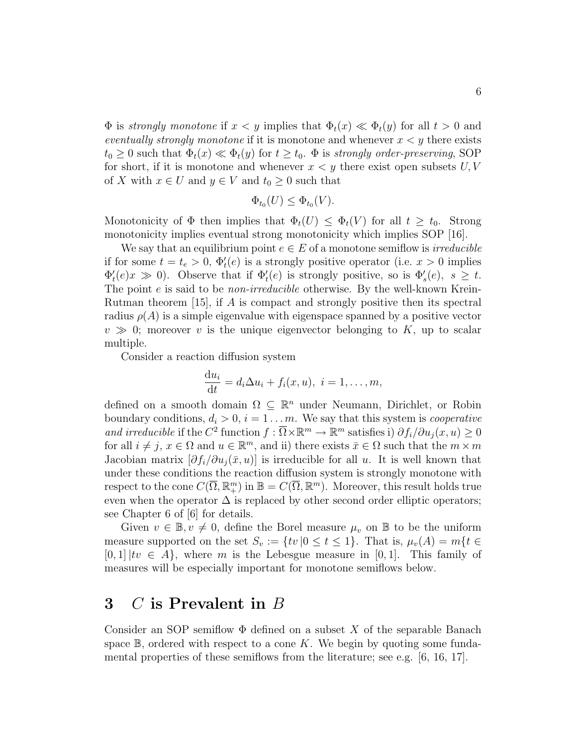$\Phi$ is *strongly monotone* if $x < y$ implies that $\Phi_t(x) \ll \Phi_t(y)$ for all $t > 0$ and *eventually strongly monotone* if it is monotone and whenever $x < y$ there exists $t_0 \geq 0$ such that $\Phi_t(x) \ll \Phi_t(y)$ for $t \geq t_0$. $\Phi$ is *strongly order-preserving*, SOP for short, if it is monotone and whenever $x < y$ there exist open subsets $U, V$ of $X$ with $x \in U$ and $y \in V$ and $t_0 \geq 0$ such that

$$\Phi_{t_0}(U) \leq \Phi_{t_0}(V).$$

Monotonicity of $\Phi$ then implies that $\Phi_t(U) \leq \Phi_t(V)$ for all $t \geq t_0$. Strong monotonicity implies eventual strong monotonicity which implies SOP [16].

We say that an equilibrium point $e \in E$ of a monotone semiflow is *irreducible* if for some $t = t_e > 0$, $\Phi_t'(e)$ is a strongly positive operator (i.e. $x > 0$ implies $\Phi_t'(e)x \gg 0$). Observe that if $\Phi_t'(e)$ is strongly positive, so is $\Phi_s'(e)$, $s \geq t$. The point $e$ is said to be *non-irreducible* otherwise. By the well-known Krein-Rutman theorem [15], if $A$ is compact and strongly positive then its spectral radius $\rho(A)$ is a simple eigenvalue with eigenspace spanned by a positive vector $v \gg 0$; moreover $v$ is the unique eigenvector belonging to $K$, up to scalar multiple.

Consider a reaction diffusion system

$$\frac{\mathrm{d}u_i}{\mathrm{d}t} = d_i \Delta u_i + f_i(x, u), \ i = 1, \ldots, m,$$

defined on a smooth domain $\Omega \subseteq \mathbb{R}^n$ under Neumann, Dirichlet, or Robin boundary conditions, $d_i > 0$, $i = 1 \ldots m$. We say that this system is *cooperative and irreducible* if the $C^2$ function $f : \overline{\Omega} \times \mathbb{R}^m \to \mathbb{R}^m$ satisfies i) $\partial f_i / \partial u_j(x, u) \geq 0$ for all $i \neq j$, $x \in \Omega$ and $u \in \mathbb{R}^m$, and ii) there exists $\bar{x} \in \Omega$ such that the $m \times m$ Jacobian matrix $[\partial f_i / \partial u_j(\bar{x}, u)]$ is irreducible for all $u$. It is well known that under these conditions the reaction diffusion system is strongly monotone with respect to the cone $C(\overline{\Omega}, \mathbb{R}^m_+)$ in $\mathbb{B} = C(\overline{\Omega}, \mathbb{R}^m)$. Moreover, this result holds true even when the operator $\Delta$ is replaced by other second order elliptic operators; see Chapter 6 of [6] for details.

Given $v \in \mathbb{B}, v \neq 0$, define the Borel measure $\mu_v$ on $\mathbb{B}$ to be the uniform measure supported on the set $S_v := \{tv \,|0 \leq t \leq 1\}$. That is, $\mu_v(A) = m\{t \in [0, 1] \,|tv \in A\}$, where $m$ is the Lebesgue measure in $[0, 1]$. This family of measures will be especially important for monotone semiflows below.

## 3 $C$ is Prevalent in $B$

Consider an SOP semiflow $\Phi$ defined on a subset $X$ of the separable Banach space $\mathbb{B}$, ordered with respect to a cone $K$. We begin by quoting some fundamental properties of these semiflows from the literature; see e.g. [6, 16, 17].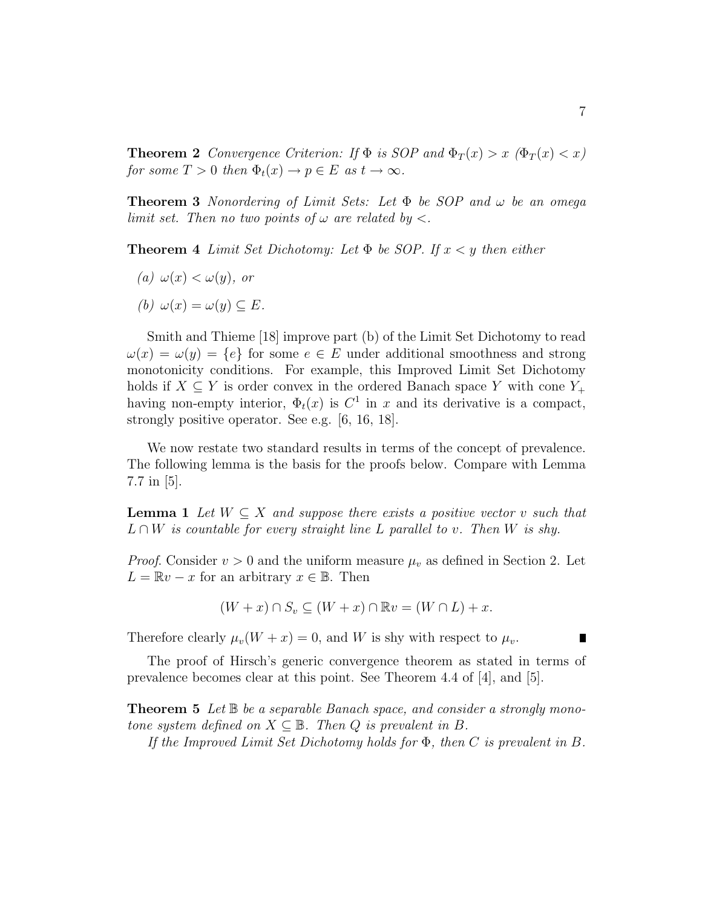**Theorem 2** *Convergence Criterion: If $\Phi$ is SOP and $\Phi_T(x) > x$ ($\Phi_T(x) < x$) for some $T > 0$ then $\Phi_t(x) \to p \in E$ as $t \to \infty$.*

**Theorem 3** *Nonordering of Limit Sets: Let $\Phi$ be SOP and $\omega$ be an omega limit set. Then no two points of $\omega$ are related by $<$.*

**Theorem 4** *Limit Set Dichotomy: Let $\Phi$ be SOP. If $x < y$ then either*

*(a) $\omega(x) < \omega(y)$, or*

*(b) $\omega(x) = \omega(y) \subseteq E$.*

Smith and Thieme [18] improve part (b) of the Limit Set Dichotomy to read $\omega(x) = \omega(y) = \{e\}$ for some $e \in E$ under additional smoothness and strong monotonicity conditions. For example, this Improved Limit Set Dichotomy holds if $X \subseteq Y$ is order convex in the ordered Banach space $Y$ with cone $Y_+$ having non-empty interior, $\Phi_t(x)$ is $C^1$ in $x$ and its derivative is a compact, strongly positive operator. See e.g. [6, 16, 18].

We now restate two standard results in terms of the concept of prevalence. The following lemma is the basis for the proofs below. Compare with Lemma 7.7 in [5].

**Lemma 1** *Let $W \subseteq X$ and suppose there exists a positive vector $v$ such that $L \cap W$ is countable for every straight line $L$ parallel to $v$. Then $W$ is shy.*

*Proof.* Consider $v > 0$ and the uniform measure $\mu_v$ as defined in Section 2. Let $L = \mathbb{R}v - x$ for an arbitrary $x \in \mathbb{B}$. Then

$$(W + x) \cap S_v \subseteq (W + x) \cap \mathbb{R}v = (W \cap L) + x.$$

Therefore clearly $\mu_v(W + x) = 0$, and $W$ is shy with respect to $\mu_v$. ∎

The proof of Hirsch's generic convergence theorem as stated in terms of prevalence becomes clear at this point. See Theorem 4.4 of [4], and [5].

**Theorem 5** *Let $\mathbb{B}$ be a separable Banach space, and consider a strongly monotone system defined on $X \subseteq \mathbb{B}$. Then $Q$ is prevalent in $B$.*

*If the Improved Limit Set Dichotomy holds for $\Phi$, then $C$ is prevalent in $B$.*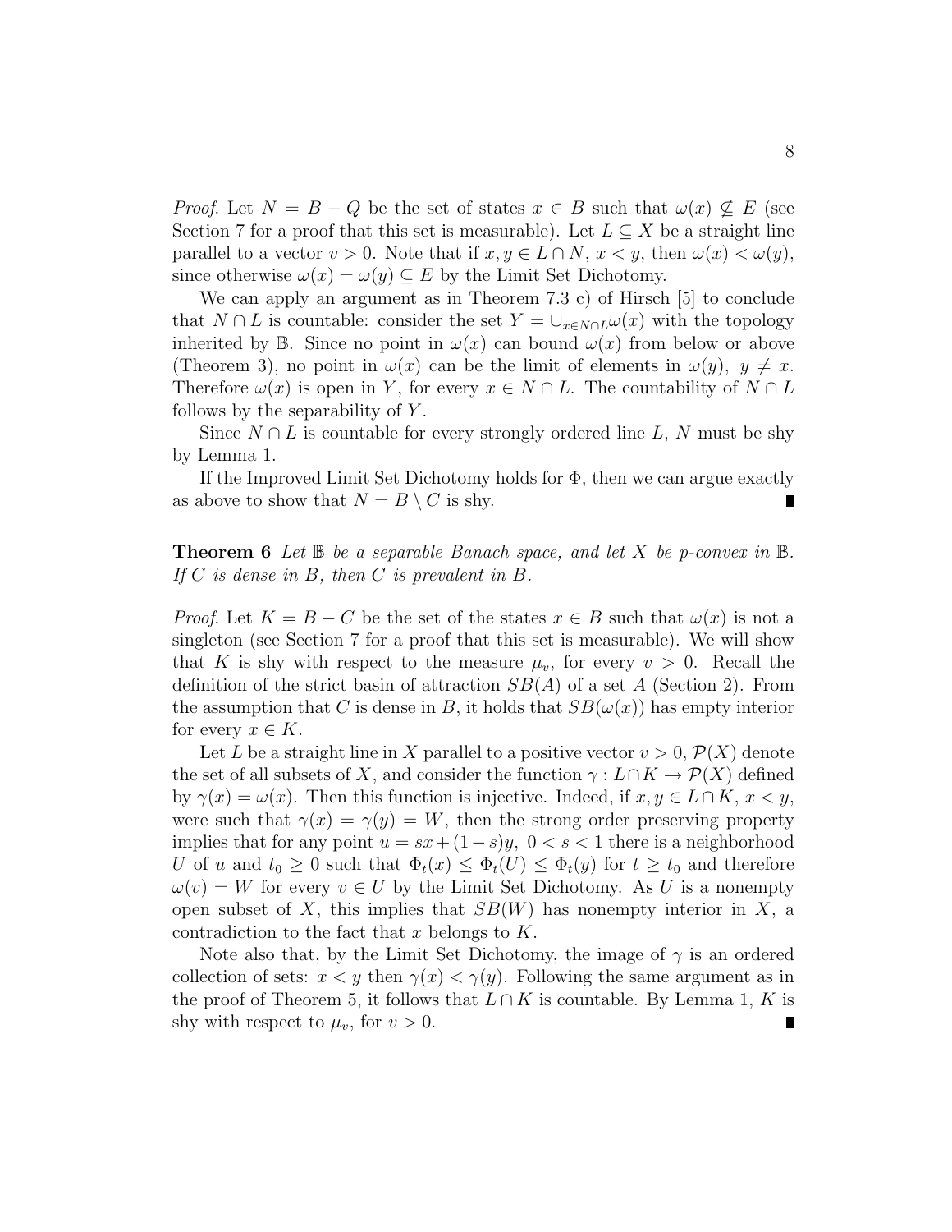*Proof.* Let $N = B - Q$ be the set of states $x \in B$ such that $\omega(x) \not\subseteq E$ (see Section 7 for a proof that this set is measurable). Let $L \subseteq X$ be a straight line parallel to a vector $v > 0$. Note that if $x, y \in L \cap N$, $x < y$, then $\omega(x) < \omega(y)$, since otherwise $\omega(x) = \omega(y) \subseteq E$ by the Limit Set Dichotomy.

We can apply an argument as in Theorem 7.3 c) of Hirsch [5] to conclude that $N \cap L$ is countable: consider the set $Y = \cup_{x \in N \cap L} \omega(x)$ with the topology inherited by $\mathbb{B}$. Since no point in $\omega(x)$ can bound $\omega(x)$ from below or above (Theorem 3), no point in $\omega(x)$ can be the limit of elements in $\omega(y)$, $y \neq x$. Therefore $\omega(x)$ is open in $Y$, for every $x \in N \cap L$. The countability of $N \cap L$ follows by the separability of $Y$.

Since $N \cap L$ is countable for every strongly ordered line $L$, $N$ must be shy by Lemma 1.

If the Improved Limit Set Dichotomy holds for $\Phi$, then we can argue exactly as above to show that $N = B \setminus C$ is shy. ∎

**Theorem 6** *Let $\mathbb{B}$ be a separable Banach space, and let $X$ be p-convex in $\mathbb{B}$. If $C$ is dense in $B$, then $C$ is prevalent in $B$.*

*Proof.* Let $K = B - C$ be the set of the states $x \in B$ such that $\omega(x)$ is not a singleton (see Section 7 for a proof that this set is measurable). We will show that $K$ is shy with respect to the measure $\mu_v$, for every $v > 0$. Recall the definition of the strict basin of attraction $SB(A)$ of a set $A$ (Section 2). From the assumption that $C$ is dense in $B$, it holds that $SB(\omega(x))$ has empty interior for every $x \in K$.

Let $L$ be a straight line in $X$ parallel to a positive vector $v > 0$, $\mathcal{P}(X)$ denote the set of all subsets of $X$, and consider the function $\gamma : L \cap K \to \mathcal{P}(X)$ defined by $\gamma(x) = \omega(x)$. Then this function is injective. Indeed, if $x, y \in L \cap K$, $x < y$, were such that $\gamma(x) = \gamma(y) = W$, then the strong order preserving property implies that for any point $u = sx + (1-s)y$, $0 < s < 1$ there is a neighborhood $U$ of $u$ and $t_0 \geq 0$ such that $\Phi_t(x) \leq \Phi_t(U) \leq \Phi_t(y)$ for $t \geq t_0$ and therefore $\omega(v) = W$ for every $v \in U$ by the Limit Set Dichotomy. As $U$ is a nonempty open subset of $X$, this implies that $SB(W)$ has nonempty interior in $X$, a contradiction to the fact that $x$ belongs to $K$.

Note also that, by the Limit Set Dichotomy, the image of $\gamma$ is an ordered collection of sets: $x < y$ then $\gamma(x) < \gamma(y)$. Following the same argument as in the proof of Theorem 5, it follows that $L \cap K$ is countable. By Lemma 1, $K$ is shy with respect to $\mu_v$, for $v > 0$. ∎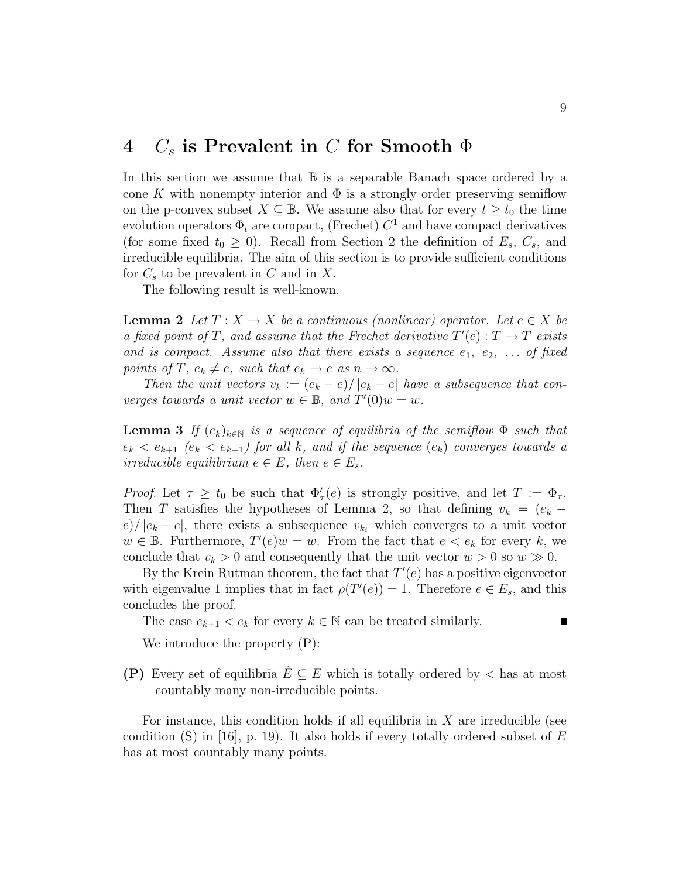# 4 $C_s$ is Prevalent in $C$ for Smooth $\Phi$

In this section we assume that $\mathbb{B}$ is a separable Banach space ordered by a cone $K$ with nonempty interior and $\Phi$ is a strongly order preserving semiflow on the p-convex subset $X \subseteq \mathbb{B}$. We assume also that for every $t \geq t_0$ the time evolution operators $\Phi_t$ are compact, (Frechet) $C^1$ and have compact derivatives (for some fixed $t_0 \geq 0$). Recall from Section 2 the definition of $E_s$, $C_s$, and irreducible equilibria. The aim of this section is to provide sufficient conditions for $C_s$ to be prevalent in $C$ and in $X$.

The following result is well-known.

**Lemma 2** *Let $T : X \to X$ be a continuous (nonlinear) operator. Let $e \in X$ be a fixed point of $T$, and assume that the Frechet derivative $T'(e) : T \to T$ exists and is compact. Assume also that there exists a sequence $e_1, e_2, \ldots$ of fixed points of $T$, $e_k \neq e$, such that $e_k \to e$ as $n \to \infty$.*

*Then the unit vectors $v_k := (e_k - e)/\left|e_k - e\right|$ have a subsequence that converges towards a unit vector $w \in \mathbb{B}$, and $T'(0)w = w$.*

**Lemma 3** *If $(e_k)_{k \in \mathbb{N}}$ is a sequence of equilibria of the semiflow $\Phi$ such that $e_k < e_{k+1}$ ($e_k < e_{k+1}$) for all $k$, and if the sequence $(e_k)$ converges towards a irreducible equilibrium $e \in E$, then $e \in E_s$.*

*Proof.* Let $\tau \geq t_0$ be such that $\Phi'_\tau(e)$ is strongly positive, and let $T := \Phi_\tau$. Then $T$ satisfies the hypotheses of Lemma 2, so that defining $v_k = (e_k - e)/\left|e_k - e\right|$, there exists a subsequence $v_{k_i}$ which converges to a unit vector $w \in \mathbb{B}$. Furthermore, $T'(e)w = w$. From the fact that $e < e_k$ for every $k$, we conclude that $v_k > 0$ and consequently that the unit vector $w > 0$ so $w \gg 0$.

By the Krein Rutman theorem, the fact that $T'(e)$ has a positive eigenvector with eigenvalue 1 implies that in fact $\rho(T'(e)) = 1$. Therefore $e \in E_s$, and this concludes the proof.

The case $e_{k+1} < e_k$ for every $k \in \mathbb{N}$ can be treated similarly. ∎

We introduce the property (P):

**(P)** Every set of equilibria $\hat{E} \subseteq E$ which is totally ordered by $<$ has at most countably many non-irreducible points.

For instance, this condition holds if all equilibria in $X$ are irreducible (see condition (S) in [16], p. 19). It also holds if every totally ordered subset of $E$ has at most countably many points.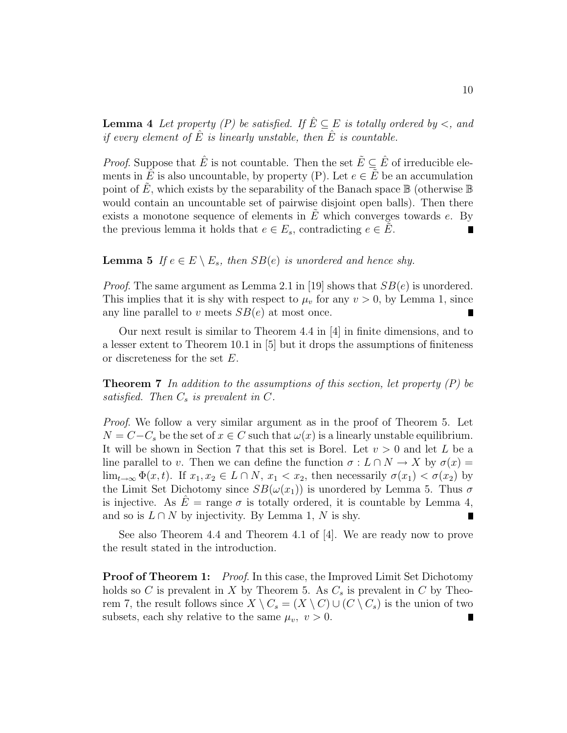**Lemma 4** *Let property (P) be satisfied. If $\hat{E} \subseteq E$ is totally ordered by $<$, and if every element of $\hat{E}$ is linearly unstable, then $\hat{E}$ is countable.*

*Proof.* Suppose that $\hat{E}$ is not countable. Then the set $\tilde{E} \subseteq \hat{E}$ of irreducible elements in $\hat{E}$ is also uncountable, by property (P). Let $e \in \tilde{E}$ be an accumulation point of $\tilde{E}$, which exists by the separability of the Banach space $\mathbb{B}$ (otherwise $\mathbb{B}$ would contain an uncountable set of pairwise disjoint open balls). Then there exists a monotone sequence of elements in $\tilde{E}$ which converges towards $e$. By the previous lemma it holds that $e \in E_s$, contradicting $e \in \tilde{E}$. ∎

**Lemma 5** *If $e \in E \setminus E_s$, then $SB(e)$ is unordered and hence shy.*

*Proof.* The same argument as Lemma 2.1 in [19] shows that $SB(e)$ is unordered. This implies that it is shy with respect to $\mu_v$ for any $v > 0$, by Lemma 1, since any line parallel to $v$ meets $SB(e)$ at most once. ∎

Our next result is similar to Theorem 4.4 in [4] in finite dimensions, and to a lesser extent to Theorem 10.1 in [5] but it drops the assumptions of finiteness or discreteness for the set $E$.

**Theorem 7** *In addition to the assumptions of this section, let property (P) be satisfied. Then $C_s$ is prevalent in $C$.*

*Proof.* We follow a very similar argument as in the proof of Theorem 5. Let $N = C - C_s$ be the set of $x \in C$ such that $\omega(x)$ is a linearly unstable equilibrium. It will be shown in Section 7 that this set is Borel. Let $v > 0$ and let $L$ be a line parallel to $v$. Then we can define the function $\sigma : L \cap N \to X$ by $\sigma(x) = \lim_{t \to \infty} \Phi(x, t)$. If $x_1, x_2 \in L \cap N$, $x_1 < x_2$, then necessarily $\sigma(x_1) < \sigma(x_2)$ by the Limit Set Dichotomy since $SB(\omega(x_1))$ is unordered by Lemma 5. Thus $\sigma$ is injective. As $\hat{E} = \text{range}\ \sigma$ is totally ordered, it is countable by Lemma 4, and so is $L \cap N$ by injectivity. By Lemma 1, $N$ is shy. ∎

See also Theorem 4.4 and Theorem 4.1 of [4]. We are ready now to prove the result stated in the introduction.

**Proof of Theorem 1:** *Proof.* In this case, the Improved Limit Set Dichotomy holds so $C$ is prevalent in $X$ by Theorem 5. As $C_s$ is prevalent in $C$ by Theorem 7, the result follows since $X \setminus C_s = (X \setminus C) \cup (C \setminus C_s)$ is the union of two subsets, each shy relative to the same $\mu_v$, $v > 0$. ∎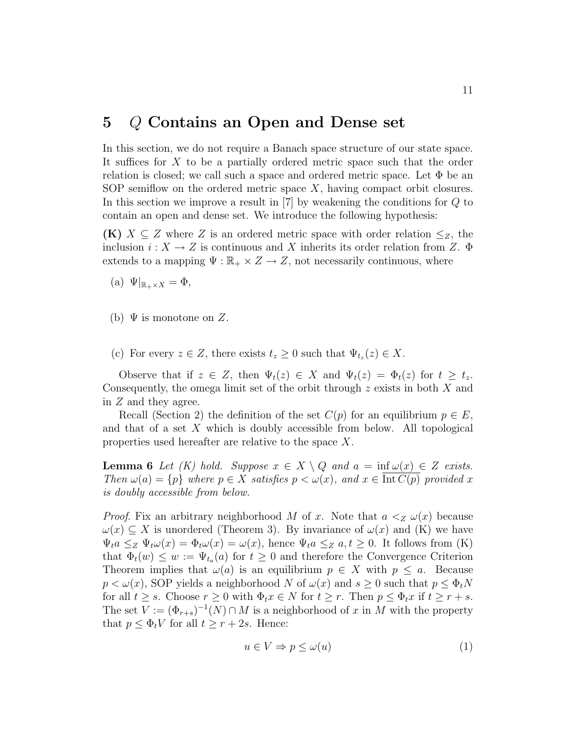# 5 $Q$ Contains an Open and Dense set

In this section, we do not require a Banach space structure of our state space. It suffices for $X$ to be a partially ordered metric space such that the order relation is closed; we call such a space and ordered metric space. Let $\Phi$ be an SOP semiflow on the ordered metric space $X$, having compact orbit closures. In this section we improve a result in [7] by weakening the conditions for $Q$ to contain an open and dense set. We introduce the following hypothesis:

**(K)** $X \subseteq Z$ where $Z$ is an ordered metric space with order relation $\leq_Z$, the inclusion $i : X \to Z$ is continuous and $X$ inherits its order relation from $Z$. $\Phi$ extends to a mapping $\Psi : \mathbb{R}_+ \times Z \to Z$, not necessarily continuous, where

(a) $\Psi|_{\mathbb{R}_+ \times X} = \Phi$,

(b) $\Psi$ is monotone on $Z$.

(c) For every $z \in Z$, there exists $t_z \geq 0$ such that $\Psi_{t_z}(z) \in X$.

Observe that if $z \in Z$, then $\Psi_t(z) \in X$ and $\Psi_t(z) = \Phi_t(z)$ for $t \geq t_z$. Consequently, the omega limit set of the orbit through $z$ exists in both $X$ and in $Z$ and they agree.

Recall (Section 2) the definition of the set $C(p)$ for an equilibrium $p \in E$, and that of a set $X$ which is doubly accessible from below. All topological properties used hereafter are relative to the space $X$.

**Lemma 6** *Let (K) hold. Suppose $x \in X \setminus Q$ and $a = \inf \omega(x) \in Z$ exists. Then $\omega(a) = \{p\}$ where $p \in X$ satisfies $p < \omega(x)$, and $x \in \overline{\operatorname{Int} C(p)}$ provided $x$ is doubly accessible from below.*

*Proof.* Fix an arbitrary neighborhood $M$ of $x$. Note that $a <_Z \omega(x)$ because $\omega(x) \subseteq X$ is unordered (Theorem 3). By invariance of $\omega(x)$ and (K) we have $\Psi_t a \leq_Z \Psi_t \omega(x) = \Phi_t \omega(x) = \omega(x)$, hence $\Psi_t a \leq_Z a, t \geq 0$. It follows from (K) that $\Phi_t(w) \leq w := \Psi_{t_a}(a)$ for $t \geq 0$ and therefore the Convergence Criterion Theorem implies that $\omega(a)$ is an equilibrium $p \in X$ with $p \leq a$. Because $p < \omega(x)$, SOP yields a neighborhood $N$ of $\omega(x)$ and $s \geq 0$ such that $p \leq \Phi_t N$ for all $t \geq s$. Choose $r \geq 0$ with $\Phi_t x \in N$ for $t \geq r$. Then $p \leq \Phi_t x$ if $t \geq r + s$. The set $V := (\Phi_{r+s})^{-1}(N) \cap M$ is a neighborhood of $x$ in $M$ with the property that $p \leq \Phi_t V$ for all $t \geq r + 2s$. Hence:

$$u \in V \Rightarrow p \leq \omega(u) \tag{1}$$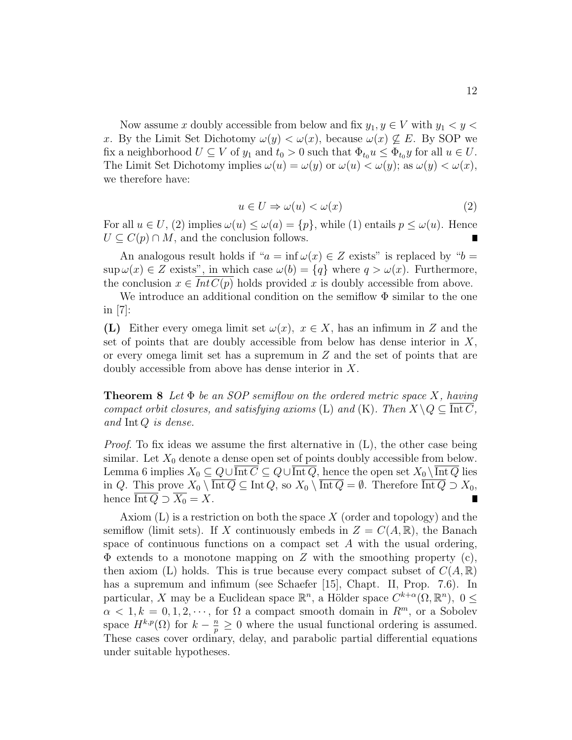Now assume $x$ doubly accessible from below and fix $y_1, y \in V$ with $y_1 < y < x$. By the Limit Set Dichotomy $\omega(y) < \omega(x)$, because $\omega(x) \not\subseteq E$. By SOP we fix a neighborhood $U \subseteq V$ of $y_1$ and $t_0 > 0$ such that $\Phi_{t_0} u \leq \Phi_{t_0} y$ for all $u \in U$. The Limit Set Dichotomy implies $\omega(u) = \omega(y)$ or $\omega(u) < \omega(y)$; as $\omega(y) < \omega(x)$, we therefore have:

$$u \in U \Rightarrow \omega(u) < \omega(x) \tag{2}$$

For all $u \in U$, (2) implies $\omega(u) \leq \omega(a) = \{p\}$, while (1) entails $p \leq \omega(u)$. Hence $U \subseteq C(p) \cap M$, and the conclusion follows. ∎

An analogous result holds if "$a = \inf \omega(x) \in Z$ exists" is replaced by "$b = \sup \omega(x) \in Z$ exists", in which case $\omega(b) = \{q\}$ where $q > \omega(x)$. Furthermore, the conclusion $x \in \overline{Int\, C(p)}$ holds provided $x$ is doubly accessible from above.

We introduce an additional condition on the semiflow $\Phi$ similar to the one in [7]:

**(L)** Either every omega limit set $\omega(x),\ x \in X$, has an infimum in $Z$ and the set of points that are doubly accessible from below has dense interior in $X$, or every omega limit set has a supremum in $Z$ and the set of points that are doubly accessible from above has dense interior in $X$.

**Theorem 8** *Let $\Phi$ be an SOP semiflow on the ordered metric space $X$, having compact orbit closures, and satisfying axioms* (L) *and* (K). *Then $X \setminus Q \subseteq \overline{\operatorname{Int} C}$, and $\operatorname{Int} Q$ is dense.*

*Proof.* To fix ideas we assume the first alternative in (L), the other case being similar. Let $X_0$ denote a dense open set of points doubly accessible from below. Lemma 6 implies $X_0 \subseteq Q \cup \overline{\operatorname{Int} C} \subseteq Q \cup \overline{\operatorname{Int} Q}$, hence the open set $X_0 \setminus \overline{\operatorname{Int} Q}$ lies in $Q$. This prove $X_0 \setminus \overline{\operatorname{Int} Q} \subseteq \operatorname{Int} Q$, so $X_0 \setminus \overline{\operatorname{Int} Q} = \emptyset$. Therefore $\overline{\operatorname{Int} Q} \supset X_0$, hence $\overline{\operatorname{Int} Q} \supset \overline{X_0} = X$. ∎

Axiom (L) is a restriction on both the space $X$ (order and topology) and the semiflow (limit sets). If $X$ continuously embeds in $Z = C(A, \mathbb{R})$, the Banach space of continuous functions on a compact set $A$ with the usual ordering, $\Phi$ extends to a monotone mapping on $Z$ with the smoothing property (c), then axiom (L) holds. This is true because every compact subset of $C(A, \mathbb{R})$ has a supremum and infimum (see Schaefer [15], Chapt. II, Prop. 7.6). In particular, $X$ may be a Euclidean space $\mathbb{R}^n$, a Hölder space $C^{k+\alpha}(\Omega, \mathbb{R}^n),\ 0 \leq \alpha < 1, k = 0, 1, 2, \cdots$, for $\Omega$ a compact smooth domain in $R^m$, or a Sobolev space $H^{k,p}(\Omega)$ for $k - \frac{n}{p} \geq 0$ where the usual functional ordering is assumed. These cases cover ordinary, delay, and parabolic partial differential equations under suitable hypotheses.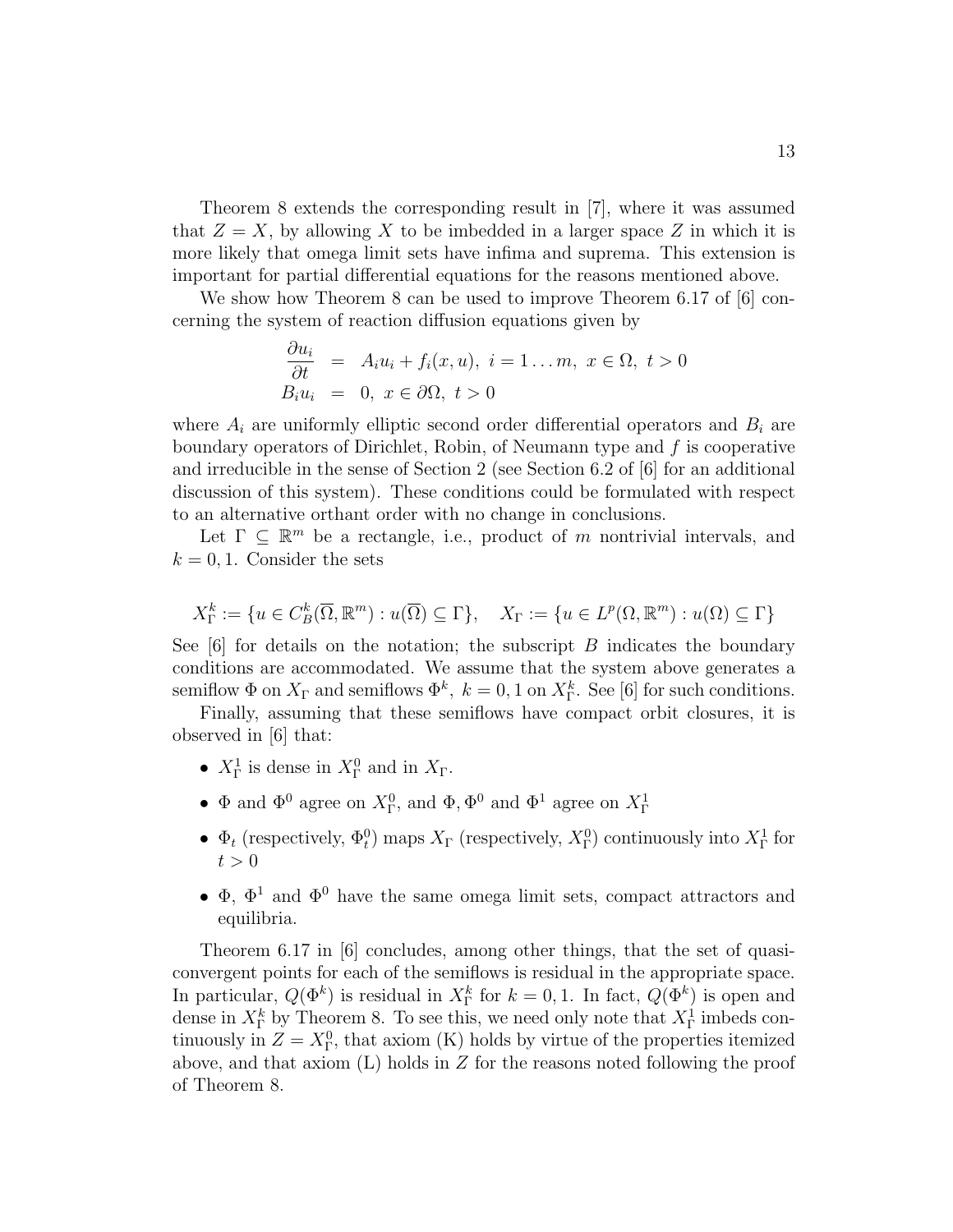Theorem 8 extends the corresponding result in [7], where it was assumed that $Z = X$, by allowing $X$ to be imbedded in a larger space $Z$ in which it is more likely that omega limit sets have infima and suprema. This extension is important for partial differential equations for the reasons mentioned above.

We show how Theorem 8 can be used to improve Theorem 6.17 of [6] concerning the system of reaction diffusion equations given by

$$\begin{aligned} \frac{\partial u_i}{\partial t} &= A_i u_i + f_i(x, u),\ i = 1 \ldots m,\ x \in \Omega,\ t > 0 \\ B_i u_i &= 0,\ x \in \partial\Omega,\ t > 0 \end{aligned}$$

where $A_i$ are uniformly elliptic second order differential operators and $B_i$ are boundary operators of Dirichlet, Robin, of Neumann type and $f$ is cooperative and irreducible in the sense of Section 2 (see Section 6.2 of [6] for an additional discussion of this system). These conditions could be formulated with respect to an alternative orthant order with no change in conclusions.

Let $\Gamma \subseteq \mathbb{R}^m$ be a rectangle, i.e., product of $m$ nontrivial intervals, and $k = 0, 1$. Consider the sets

$$X_\Gamma^k := \{u \in C_B^k(\overline{\Omega}, \mathbb{R}^m) : u(\overline{\Omega}) \subseteq \Gamma\}, \quad X_\Gamma := \{u \in L^p(\Omega, \mathbb{R}^m) : u(\Omega) \subseteq \Gamma\}$$

See [6] for details on the notation; the subscript $B$ indicates the boundary conditions are accommodated. We assume that the system above generates a semiflow $\Phi$ on $X_\Gamma$ and semiflows $\Phi^k,\ k = 0, 1$ on $X_\Gamma^k$. See [6] for such conditions.

Finally, assuming that these semiflows have compact orbit closures, it is observed in [6] that:

- $X_\Gamma^1$ is dense in $X_\Gamma^0$ and in $X_\Gamma$.
- $\Phi$ and $\Phi^0$ agree on $X_\Gamma^0$, and $\Phi, \Phi^0$ and $\Phi^1$ agree on $X_\Gamma^1$
- $\Phi_t$ (respectively, $\Phi_t^0$) maps $X_\Gamma$ (respectively, $X_\Gamma^0$) continuously into $X_\Gamma^1$ for $t > 0$
- $\Phi$, $\Phi^1$ and $\Phi^0$ have the same omega limit sets, compact attractors and equilibria.

Theorem 6.17 in [6] concludes, among other things, that the set of quasi-convergent points for each of the semiflows is residual in the appropriate space. In particular, $Q(\Phi^k)$ is residual in $X_\Gamma^k$ for $k = 0, 1$. In fact, $Q(\Phi^k)$ is open and dense in $X_\Gamma^k$ by Theorem 8. To see this, we need only note that $X_\Gamma^1$ imbeds continuously in $Z = X_\Gamma^0$, that axiom (K) holds by virtue of the properties itemized above, and that axiom (L) holds in $Z$ for the reasons noted following the proof of Theorem 8.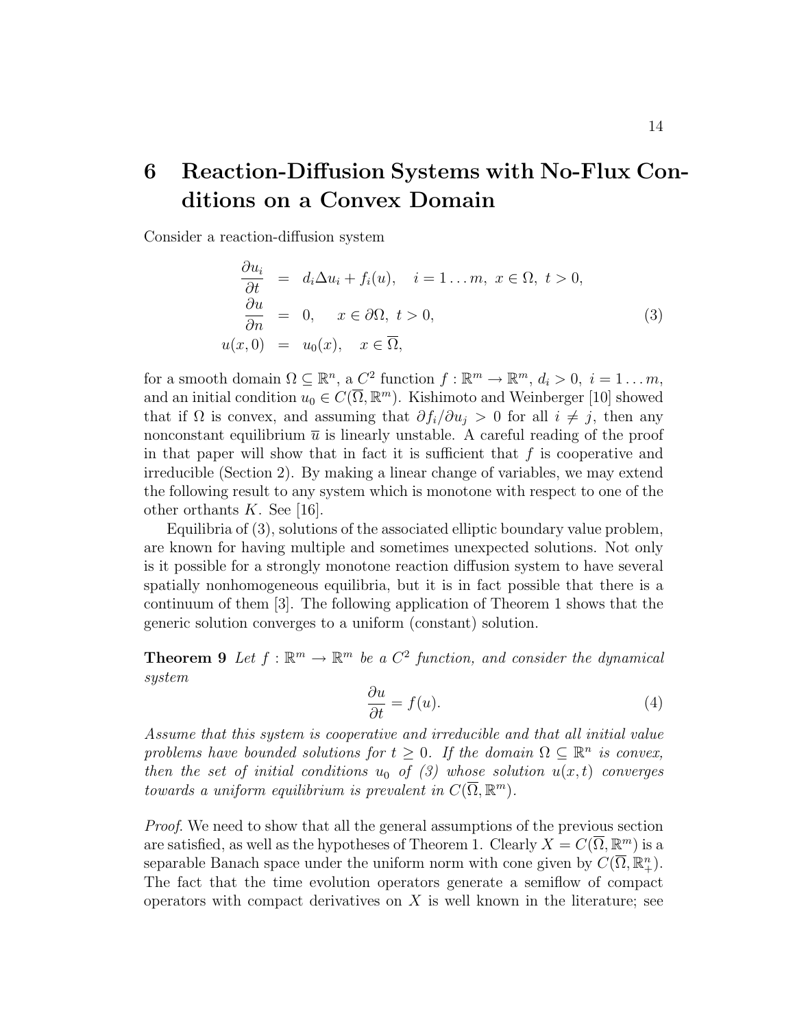# 6 Reaction-Diffusion Systems with No-Flux Conditions on a Convex Domain

Consider a reaction-diffusion system

$$
\begin{aligned}
\frac{\partial u_i}{\partial t} &= d_i \Delta u_i + f_i(u), \quad i = 1 \dots m,\ x \in \Omega,\ t > 0, \\
\frac{\partial u}{\partial n} &= 0, \quad x \in \partial\Omega,\ t > 0, \\
u(x,0) &= u_0(x), \quad x \in \overline{\Omega},
\end{aligned}
\tag{3}
$$

for a smooth domain $\Omega \subseteq \mathbb{R}^n$, a $C^2$ function $f : \mathbb{R}^m \to \mathbb{R}^m$, $d_i > 0$, $i = 1 \dots m$, and an initial condition $u_0 \in C(\overline{\Omega}, \mathbb{R}^m)$. Kishimoto and Weinberger [10] showed that if $\Omega$ is convex, and assuming that $\partial f_i / \partial u_j > 0$ for all $i \neq j$, then any nonconstant equilibrium $\overline{u}$ is linearly unstable. A careful reading of the proof in that paper will show that in fact it is sufficient that $f$ is cooperative and irreducible (Section 2). By making a linear change of variables, we may extend the following result to any system which is monotone with respect to one of the other orthants $K$. See [16].

Equilibria of (3), solutions of the associated elliptic boundary value problem, are known for having multiple and sometimes unexpected solutions. Not only is it possible for a strongly monotone reaction diffusion system to have several spatially nonhomogeneous equilibria, but it is in fact possible that there is a continuum of them [3]. The following application of Theorem 1 shows that the generic solution converges to a uniform (constant) solution.

**Theorem 9** *Let $f : \mathbb{R}^m \to \mathbb{R}^m$ be a $C^2$ function, and consider the dynamical system*

$$
\frac{\partial u}{\partial t} = f(u). \tag{4}
$$

*Assume that this system is cooperative and irreducible and that all initial value problems have bounded solutions for $t \geq 0$. If the domain $\Omega \subseteq \mathbb{R}^n$ is convex, then the set of initial conditions $u_0$ of (3) whose solution $u(x,t)$ converges towards a uniform equilibrium is prevalent in $C(\overline{\Omega}, \mathbb{R}^m)$.*

*Proof.* We need to show that all the general assumptions of the previous section are satisfied, as well as the hypotheses of Theorem 1. Clearly $X = C(\overline{\Omega}, \mathbb{R}^m)$ is a separable Banach space under the uniform norm with cone given by $C(\overline{\Omega}, \mathbb{R}^n_+)$. The fact that the time evolution operators generate a semiflow of compact operators with compact derivatives on $X$ is well known in the literature; see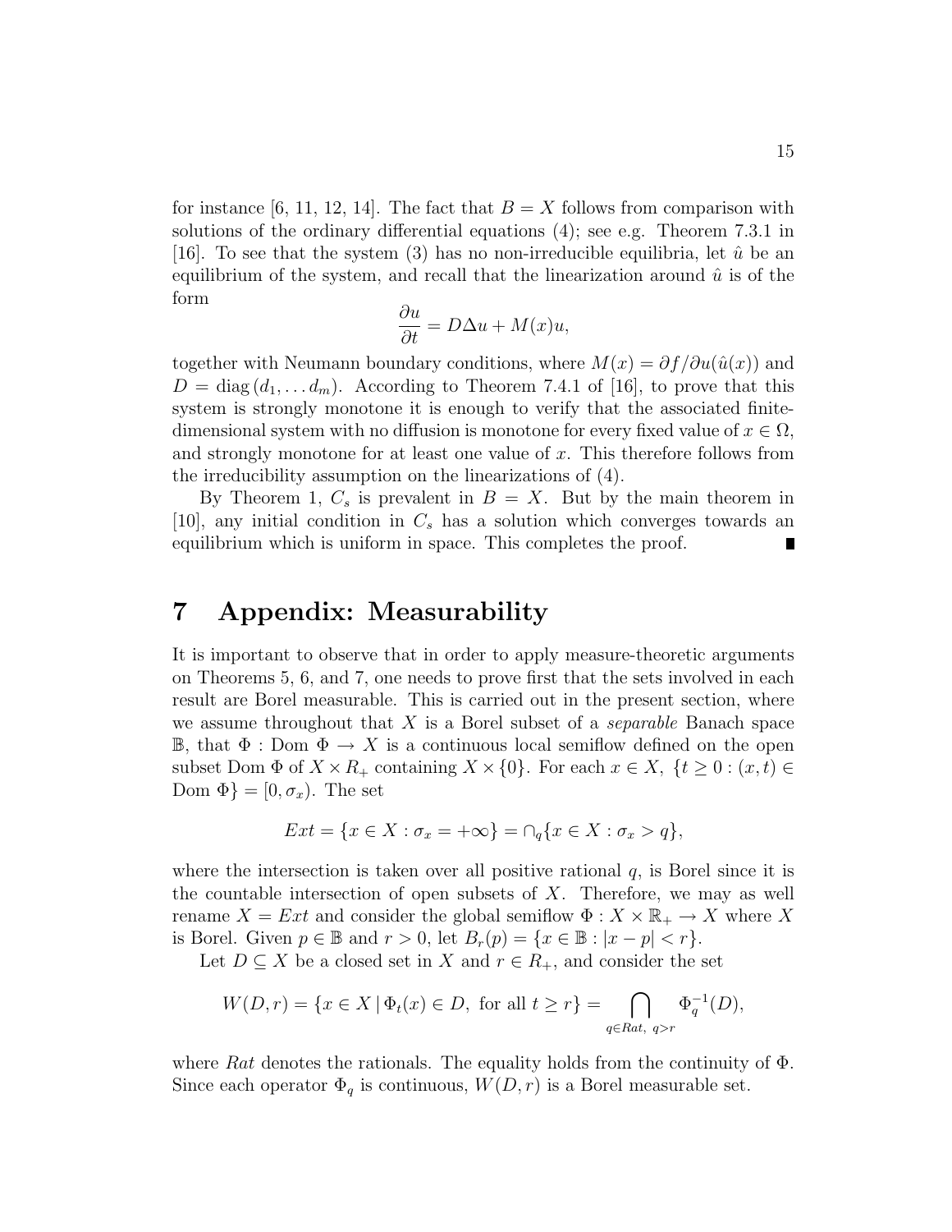for instance [6, 11, 12, 14]. The fact that $B = X$ follows from comparison with solutions of the ordinary differential equations (4); see e.g. Theorem 7.3.1 in [16]. To see that the system (3) has no non-irreducible equilibria, let $\hat{u}$ be an equilibrium of the system, and recall that the linearization around $\hat{u}$ is of the form

$$\frac{\partial u}{\partial t} = D\Delta u + M(x)u,$$

together with Neumann boundary conditions, where $M(x) = \partial f/\partial u(\hat{u}(x))$ and $D = \operatorname{diag}(d_1, \dots d_m)$. According to Theorem 7.4.1 of [16], to prove that this system is strongly monotone it is enough to verify that the associated finite-dimensional system with no diffusion is monotone for every fixed value of $x \in \Omega$, and strongly monotone for at least one value of $x$. This therefore follows from the irreducibility assumption on the linearizations of (4).

By Theorem 1, $C_s$ is prevalent in $B = X$. But by the main theorem in [10], any initial condition in $C_s$ has a solution which converges towards an equilibrium which is uniform in space. This completes the proof. ∎

# 7 Appendix: Measurability

It is important to observe that in order to apply measure-theoretic arguments on Theorems 5, 6, and 7, one needs to prove first that the sets involved in each result are Borel measurable. This is carried out in the present section, where we assume throughout that $X$ is a Borel subset of a *separable* Banach space $\mathbb{B}$, that $\Phi : \text{Dom } \Phi \to X$ is a continuous local semiflow defined on the open subset Dom $\Phi$ of $X \times R_+$ containing $X \times \{0\}$. For each $x \in X$, $\{t \geq 0 : (x,t) \in \text{Dom } \Phi\} = [0, \sigma_x)$. The set

$$Ext = \{x \in X : \sigma_x = +\infty\} = \cap_q \{x \in X : \sigma_x > q\},$$

where the intersection is taken over all positive rational $q$, is Borel since it is the countable intersection of open subsets of $X$. Therefore, we may as well rename $X = Ext$ and consider the global semiflow $\Phi : X \times \mathbb{R}_+ \to X$ where $X$ is Borel. Given $p \in \mathbb{B}$ and $r > 0$, let $B_r(p) = \{x \in \mathbb{B} : |x - p| < r\}$.

Let $D \subseteq X$ be a closed set in $X$ and $r \in R_+$, and consider the set

$$W(D, r) = \{x \in X \,|\, \Phi_t(x) \in D, \text{ for all } t \geq r\} = \bigcap_{q \in Rat,\ q > r} \Phi_q^{-1}(D),$$

where $Rat$ denotes the rationals. The equality holds from the continuity of $\Phi$. Since each operator $\Phi_q$ is continuous, $W(D, r)$ is a Borel measurable set.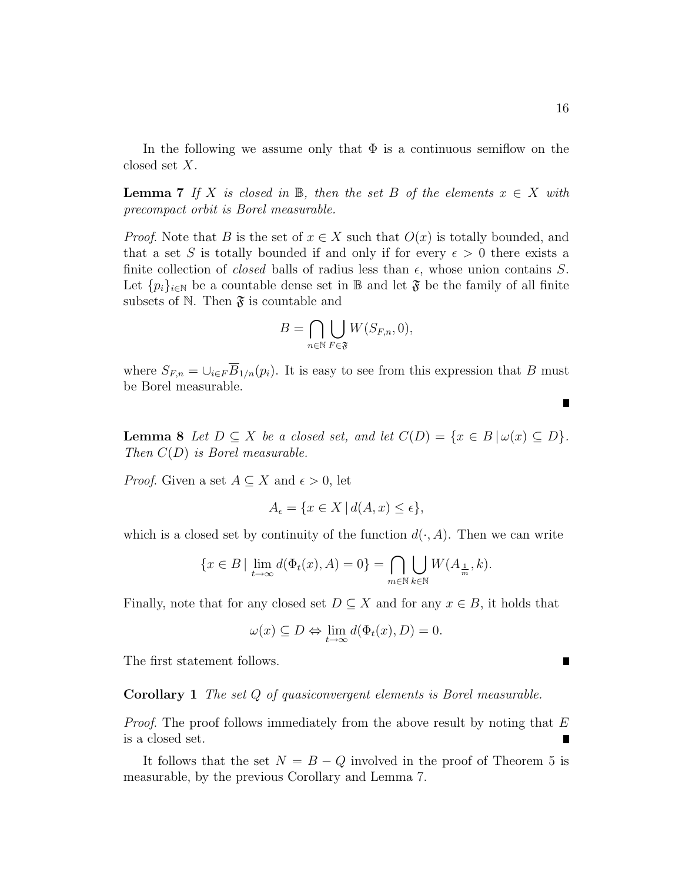In the following we assume only that $\Phi$ is a continuous semiflow on the closed set $X$.

**Lemma 7** *If $X$ is closed in $\mathbb{B}$, then the set $B$ of the elements $x \in X$ with precompact orbit is Borel measurable.*

*Proof.* Note that $B$ is the set of $x \in X$ such that $O(x)$ is totally bounded, and that a set $S$ is totally bounded if and only if for every $\epsilon > 0$ there exists a finite collection of *closed* balls of radius less than $\epsilon$, whose union contains $S$. Let $\{p_i\}_{i\in\mathbb{N}}$ be a countable dense set in $\mathbb{B}$ and let $\mathfrak{F}$ be the family of all finite subsets of $\mathbb{N}$. Then $\mathfrak{F}$ is countable and

$$B = \bigcap_{n\in\mathbb{N}} \bigcup_{F\in\mathfrak{F}} W(S_{F,n}, 0),$$

where $S_{F,n} = \cup_{i\in F}\overline{B}_{1/n}(p_i)$. It is easy to see from this expression that $B$ must be Borel measurable.

∎

**Lemma 8** *Let $D \subseteq X$ be a closed set, and let $C(D) = \{x \in B \,|\, \omega(x) \subseteq D\}$. Then $C(D)$ is Borel measurable.*

*Proof.* Given a set $A \subseteq X$ and $\epsilon > 0$, let

$$A_\epsilon = \{x \in X \,|\, d(A, x) \leq \epsilon\},$$

which is a closed set by continuity of the function $d(\cdot, A)$. Then we can write

$$\{x \in B \,|\, \lim_{t\to\infty} d(\Phi_t(x), A) = 0\} = \bigcap_{m\in\mathbb{N}} \bigcup_{k\in\mathbb{N}} W(A_{\frac{1}{m}}, k).$$

Finally, note that for any closed set $D \subseteq X$ and for any $x \in B$, it holds that

$$\omega(x) \subseteq D \Leftrightarrow \lim_{t\to\infty} d(\Phi_t(x), D) = 0.$$

The first statement follows. ∎

**Corollary 1** *The set $Q$ of quasiconvergent elements is Borel measurable.*

*Proof.* The proof follows immediately from the above result by noting that $E$ is a closed set. ∎

It follows that the set $N = B - Q$ involved in the proof of Theorem 5 is measurable, by the previous Corollary and Lemma 7.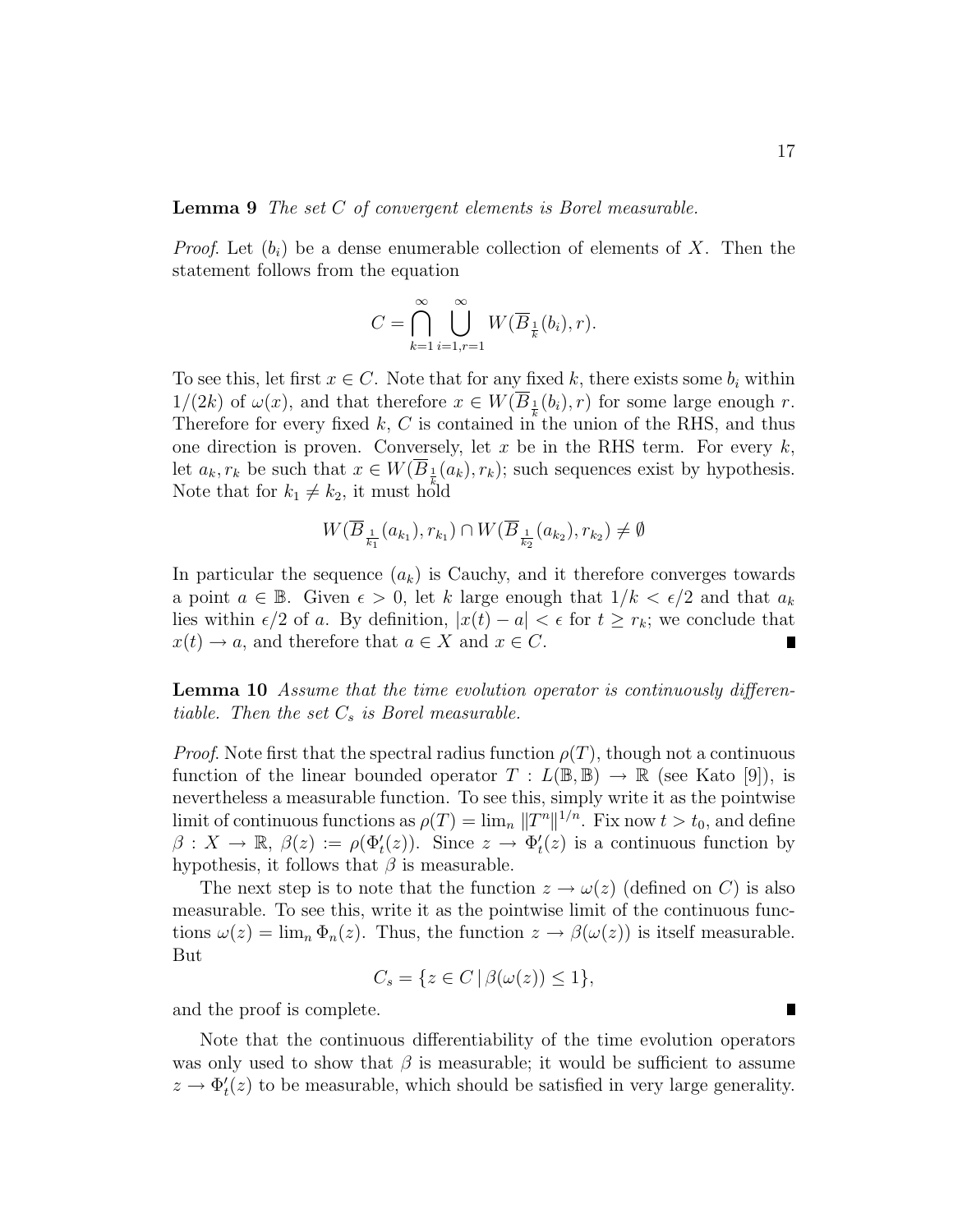**Lemma 9** *The set $C$ of convergent elements is Borel measurable.*

*Proof.* Let $(b_i)$ be a dense enumerable collection of elements of $X$. Then the statement follows from the equation

$$C = \bigcap_{k=1}^{\infty} \bigcup_{i=1,r=1}^{\infty} W(\overline{B}_{\frac{1}{k}}(b_i), r).$$

To see this, let first $x \in C$. Note that for any fixed $k$, there exists some $b_i$ within $1/(2k)$ of $\omega(x)$, and that therefore $x \in W(\overline{B}_{\frac{1}{k}}(b_i), r)$ for some large enough $r$. Therefore for every fixed $k$, $C$ is contained in the union of the RHS, and thus one direction is proven. Conversely, let $x$ be in the RHS term. For every $k$, let $a_k, r_k$ be such that $x \in W(\overline{B}_{\frac{1}{k}}(a_k), r_k)$; such sequences exist by hypothesis. Note that for $k_1 \neq k_2$, it must hold

$$W(\overline{B}_{\frac{1}{k_1}}(a_{k_1}), r_{k_1}) \cap W(\overline{B}_{\frac{1}{k_2}}(a_{k_2}), r_{k_2}) \neq \emptyset$$

In particular the sequence $(a_k)$ is Cauchy, and it therefore converges towards a point $a \in \mathbb{B}$. Given $\epsilon > 0$, let $k$ large enough that $1/k < \epsilon/2$ and that $a_k$ lies within $\epsilon/2$ of $a$. By definition, $|x(t) - a| < \epsilon$ for $t \geq r_k$; we conclude that $x(t) \to a$, and therefore that $a \in X$ and $x \in C$. ∎

**Lemma 10** *Assume that the time evolution operator is continuously differentiable. Then the set $C_s$ is Borel measurable.*

*Proof.* Note first that the spectral radius function $\rho(T)$, though not a continuous function of the linear bounded operator $T : L(\mathbb{B}, \mathbb{B}) \to \mathbb{R}$ (see Kato [9]), is nevertheless a measurable function. To see this, simply write it as the pointwise limit of continuous functions as $\rho(T) = \lim_n \|T^n\|^{1/n}$. Fix now $t > t_0$, and define $\beta : X \to \mathbb{R}$, $\beta(z) := \rho(\Phi_t'(z))$. Since $z \to \Phi_t'(z)$ is a continuous function by hypothesis, it follows that $\beta$ is measurable.

The next step is to note that the function $z \to \omega(z)$ (defined on $C$) is also measurable. To see this, write it as the pointwise limit of the continuous functions $\omega(z) = \lim_n \Phi_n(z)$. Thus, the function $z \to \beta(\omega(z))$ is itself measurable. But

$$C_s = \{z \in C \,|\, \beta(\omega(z)) \leq 1\},$$

and the proof is complete. ∎

Note that the continuous differentiability of the time evolution operators was only used to show that $\beta$ is measurable; it would be sufficient to assume $z \to \Phi_t'(z)$ to be measurable, which should be satisfied in very large generality.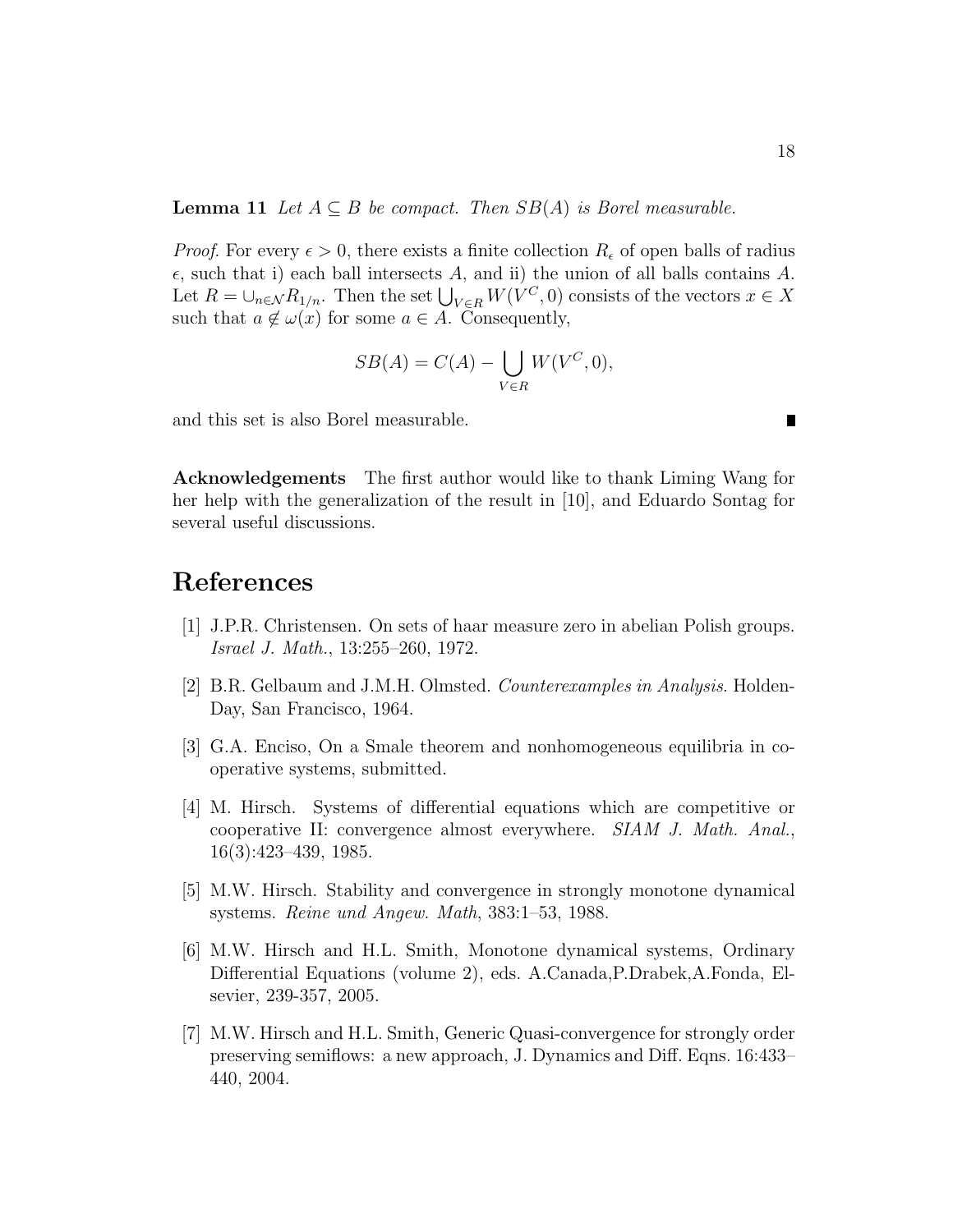**Lemma 11** *Let $A \subseteq B$ be compact. Then $SB(A)$ is Borel measurable.*

*Proof.* For every $\epsilon > 0$, there exists a finite collection $R_\epsilon$ of open balls of radius $\epsilon$, such that i) each ball intersects $A$, and ii) the union of all balls contains $A$. Let $R = \cup_{n \in \mathcal{N}} R_{1/n}$. Then the set $\bigcup_{V \in R} W(V^C, 0)$ consists of the vectors $x \in X$ such that $a \notin \omega(x)$ for some $a \in A$. Consequently,

$$SB(A) = C(A) - \bigcup_{V \in R} W(V^C, 0),$$

and this set is also Borel measurable. ∎

**Acknowledgements** The first author would like to thank Liming Wang for her help with the generalization of the result in [10], and Eduardo Sontag for several useful discussions.

# References

[1] J.P.R. Christensen. On sets of haar measure zero in abelian Polish groups. *Israel J. Math.*, 13:255–260, 1972.

[2] B.R. Gelbaum and J.M.H. Olmsted. *Counterexamples in Analysis*. Holden-Day, San Francisco, 1964.

[3] G.A. Enciso, On a Smale theorem and nonhomogeneous equilibria in cooperative systems, submitted.

[4] M. Hirsch. Systems of differential equations which are competitive or cooperative II: convergence almost everywhere. *SIAM J. Math. Anal.*, 16(3):423–439, 1985.

[5] M.W. Hirsch. Stability and convergence in strongly monotone dynamical systems. *Reine und Angew. Math*, 383:1–53, 1988.

[6] M.W. Hirsch and H.L. Smith, Monotone dynamical systems, Ordinary Differential Equations (volume 2), eds. A.Canada,P.Drabek,A.Fonda, Elsevier, 239-357, 2005.

[7] M.W. Hirsch and H.L. Smith, Generic Quasi-convergence for strongly order preserving semiflows: a new approach, J. Dynamics and Diff. Eqns. 16:433–440, 2004.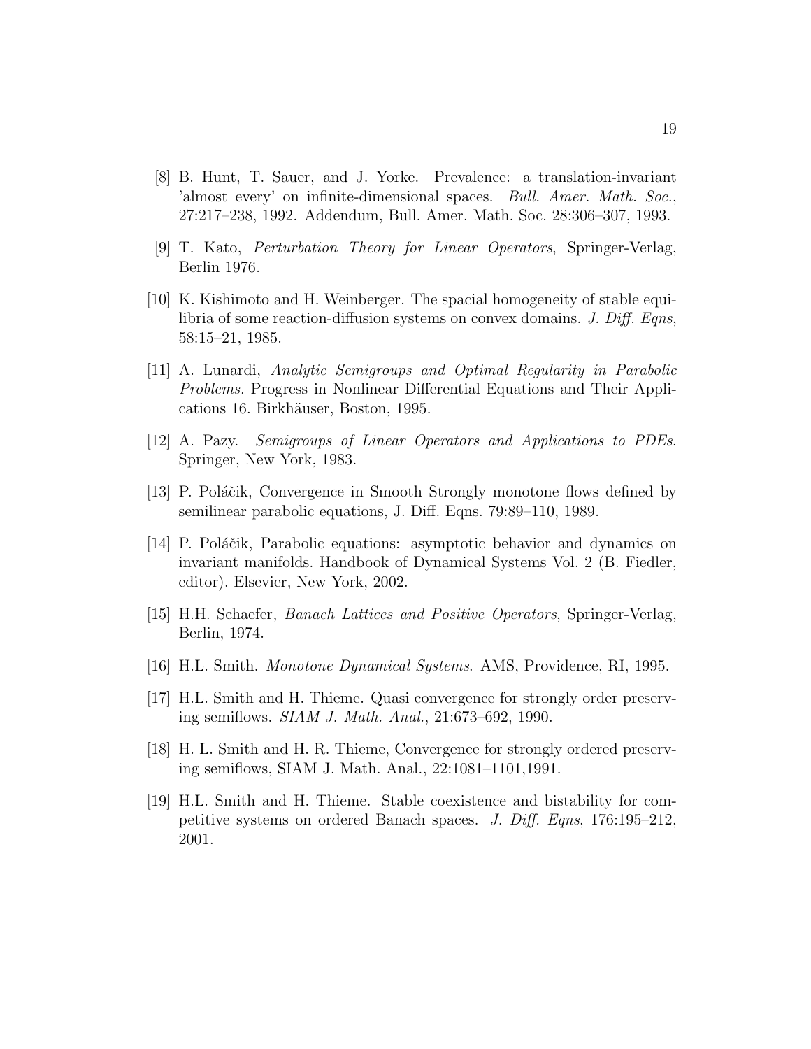[8] B. Hunt, T. Sauer, and J. Yorke. Prevalence: a translation-invariant 'almost every' on infinite-dimensional spaces. *Bull. Amer. Math. Soc.*, 27:217–238, 1992. Addendum, Bull. Amer. Math. Soc. 28:306–307, 1993.

[9] T. Kato, *Perturbation Theory for Linear Operators*, Springer-Verlag, Berlin 1976.

[10] K. Kishimoto and H. Weinberger. The spacial homogeneity of stable equilibria of some reaction-diffusion systems on convex domains. *J. Diff. Eqns*, 58:15–21, 1985.

[11] A. Lunardi, *Analytic Semigroups and Optimal Regularity in Parabolic Problems.* Progress in Nonlinear Differential Equations and Their Applications 16. Birkhäuser, Boston, 1995.

[12] A. Pazy. *Semigroups of Linear Operators and Applications to PDEs.* Springer, New York, 1983.

[13] P. Poláčik, Convergence in Smooth Strongly monotone flows defined by semilinear parabolic equations, J. Diff. Eqns. 79:89–110, 1989.

[14] P. Poláčik, Parabolic equations: asymptotic behavior and dynamics on invariant manifolds. Handbook of Dynamical Systems Vol. 2 (B. Fiedler, editor). Elsevier, New York, 2002.

[15] H.H. Schaefer, *Banach Lattices and Positive Operators*, Springer-Verlag, Berlin, 1974.

[16] H.L. Smith. *Monotone Dynamical Systems*. AMS, Providence, RI, 1995.

[17] H.L. Smith and H. Thieme. Quasi convergence for strongly order preserving semiflows. *SIAM J. Math. Anal.*, 21:673–692, 1990.

[18] H. L. Smith and H. R. Thieme, Convergence for strongly ordered preserving semiflows, SIAM J. Math. Anal., 22:1081–1101,1991.

[19] H.L. Smith and H. Thieme. Stable coexistence and bistability for competitive systems on ordered Banach spaces. *J. Diff. Eqns*, 176:195–212, 2001.